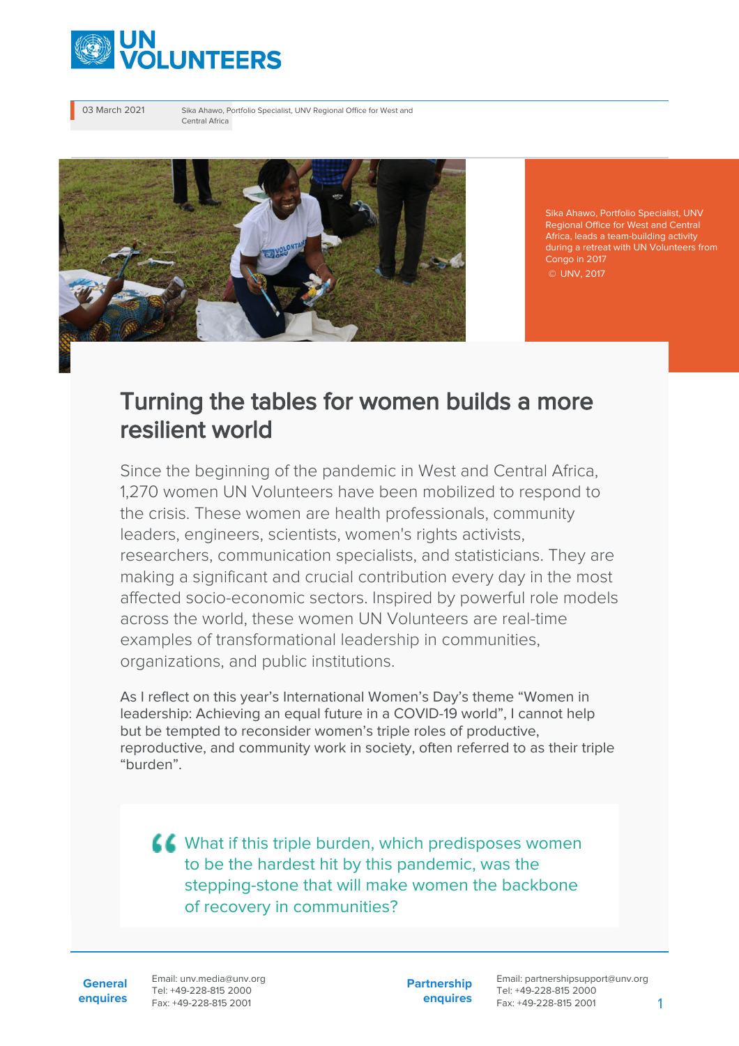03 March 2021

Sika Ahawo, Portfolio Specialist, UNV Regional Office for West and Central Africa

Sika Ahawo, Portfolio Specialist, UNV Regional Office for West and Central Africa, leads a team-building activity during a retreat with UN Volunteers from Congo in 2017
© UNV, 2017

# Turning the tables for women builds a more resilient world

Since the beginning of the pandemic in West and Central Africa, 1,270 women UN Volunteers have been mobilized to respond to the crisis. These women are health professionals, community leaders, engineers, scientists, women's rights activists, researchers, communication specialists, and statisticians. They are making a significant and crucial contribution every day in the most affected socio-economic sectors. Inspired by powerful role models across the world, these women UN Volunteers are real-time examples of transformational leadership in communities, organizations, and public institutions.

As I reflect on this year's International Women's Day's theme "Women in leadership: Achieving an equal future in a COVID-19 world", I cannot help but be tempted to reconsider women's triple roles of productive, reproductive, and community work in society, often referred to as their triple "burden".

> What if this triple burden, which predisposes women to be the hardest hit by this pandemic, was the stepping-stone that will make women the backbone of recovery in communities?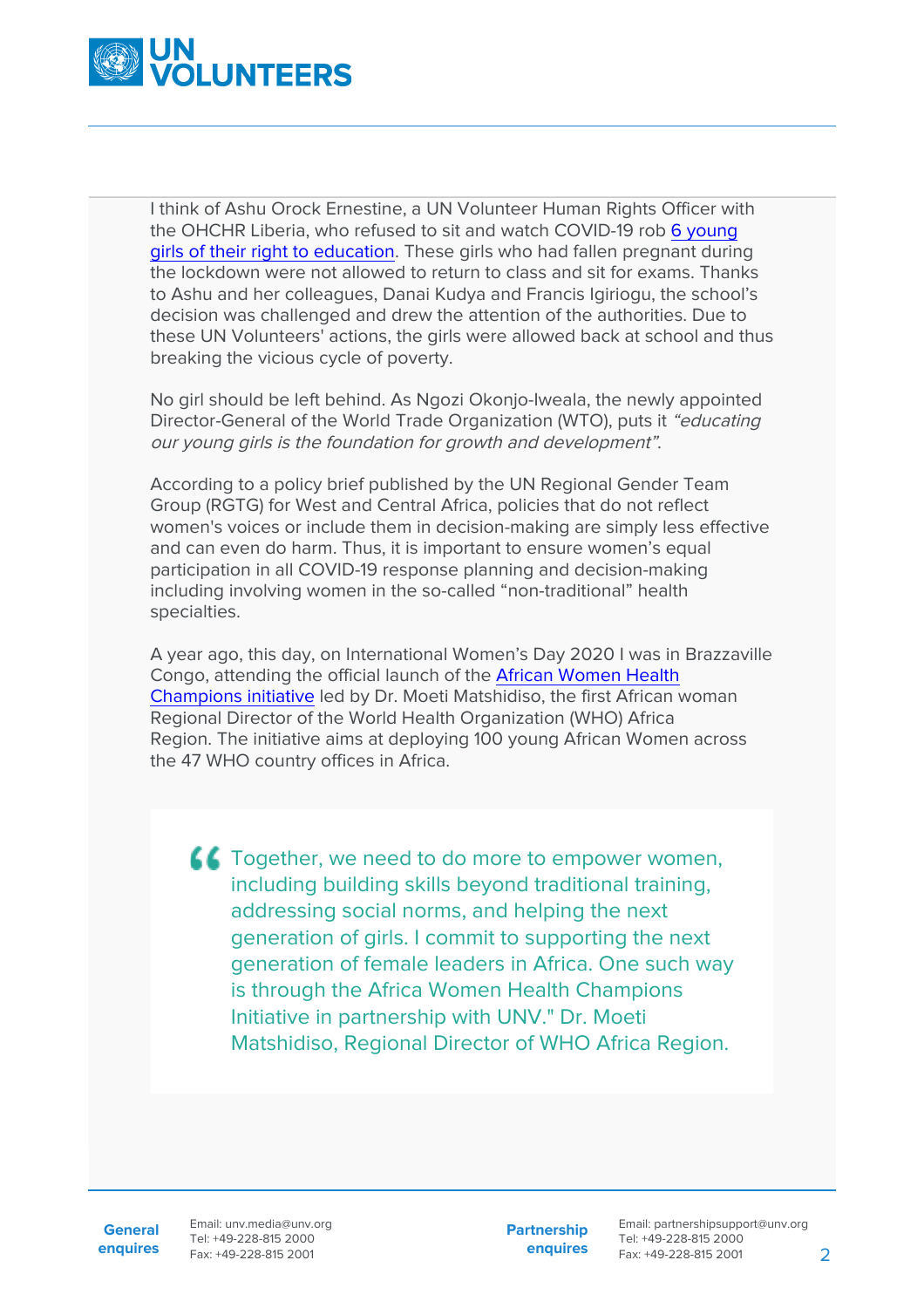I think of Ashu Orock Ernestine, a UN Volunteer Human Rights Officer with the OHCHR Liberia, who refused to sit and watch COVID-19 rob 6 young girls of their right to education. These girls who had fallen pregnant during the lockdown were not allowed to return to class and sit for exams. Thanks to Ashu and her colleagues, Danai Kudya and Francis Igiriogu, the school's decision was challenged and drew the attention of the authorities. Due to these UN Volunteers' actions, the girls were allowed back at school and thus breaking the vicious cycle of poverty.

No girl should be left behind. As Ngozi Okonjo-Iweala, the newly appointed Director-General of the World Trade Organization (WTO), puts it *"educating our young girls is the foundation for growth and development"*.

According to a policy brief published by the UN Regional Gender Team Group (RGTG) for West and Central Africa, policies that do not reflect women's voices or include them in decision-making are simply less effective and can even do harm. Thus, it is important to ensure women's equal participation in all COVID-19 response planning and decision-making including involving women in the so-called "non-traditional" health specialties.

A year ago, this day, on International Women's Day 2020 I was in Brazzaville Congo, attending the official launch of the African Women Health Champions initiative led by Dr. Moeti Matshidiso, the first African woman Regional Director of the World Health Organization (WHO) Africa Region. The initiative aims at deploying 100 young African Women across the 47 WHO country offices in Africa.

> Together, we need to do more to empower women, including building skills beyond traditional training, addressing social norms, and helping the next generation of girls. I commit to supporting the next generation of female leaders in Africa. One such way is through the Africa Women Health Champions Initiative in partnership with UNV." Dr. Moeti Matshidiso, Regional Director of WHO Africa Region.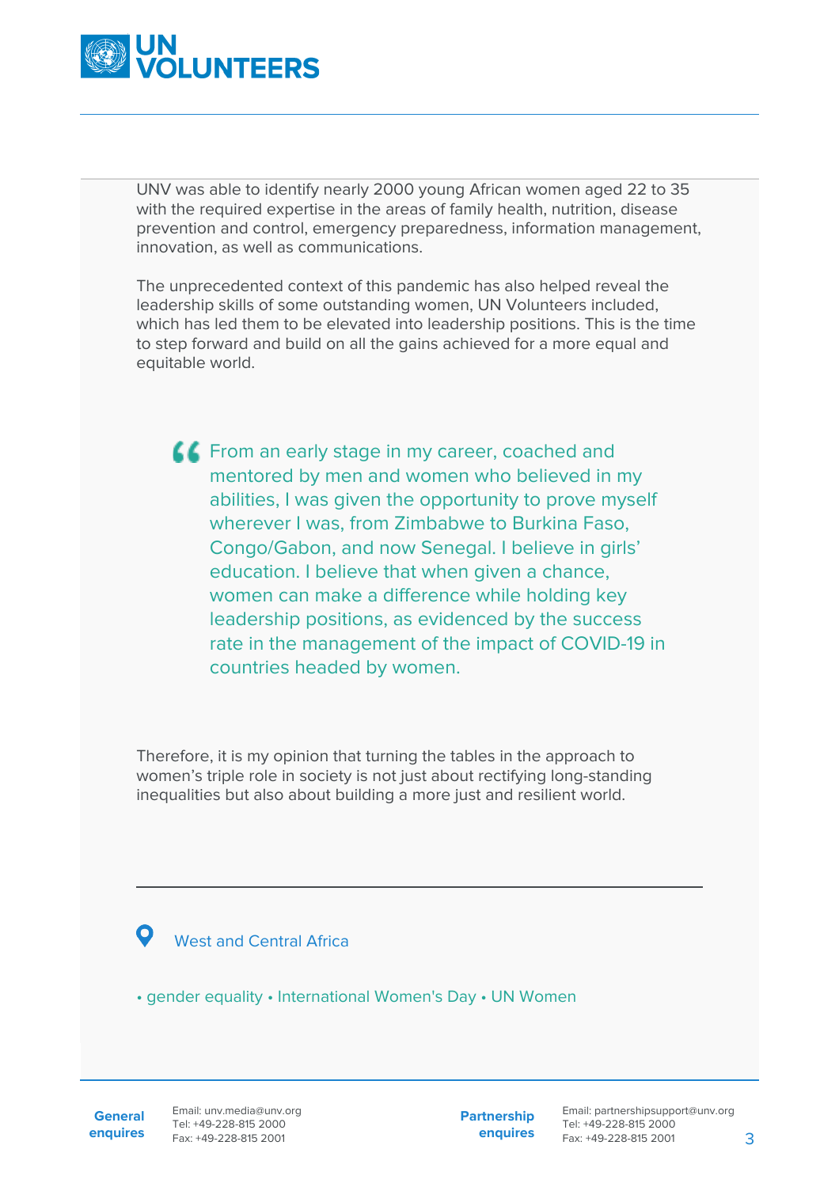UNV was able to identify nearly 2000 young African women aged 22 to 35 with the required expertise in the areas of family health, nutrition, disease prevention and control, emergency preparedness, information management, innovation, as well as communications.

The unprecedented context of this pandemic has also helped reveal the leadership skills of some outstanding women, UN Volunteers included, which has led them to be elevated into leadership positions. This is the time to step forward and build on all the gains achieved for a more equal and equitable world.

> From an early stage in my career, coached and mentored by men and women who believed in my abilities, I was given the opportunity to prove myself wherever I was, from Zimbabwe to Burkina Faso, Congo/Gabon, and now Senegal. I believe in girls' education. I believe that when given a chance, women can make a difference while holding key leadership positions, as evidenced by the success rate in the management of the impact of COVID-19 in countries headed by women.

Therefore, it is my opinion that turning the tables in the approach to women's triple role in society is not just about rectifying long-standing inequalities but also about building a more just and resilient world.

---

West and Central Africa

• gender equality • International Women's Day • UN Women

**General enquires**
Email: unv.media@unv.org
Tel: +49-228-815 2000
Fax: +49-228-815 2001

**Partnership enquires**
Email: partnershipsupport@unv.org
Tel: +49-228-815 2000
Fax: +49-228-815 2001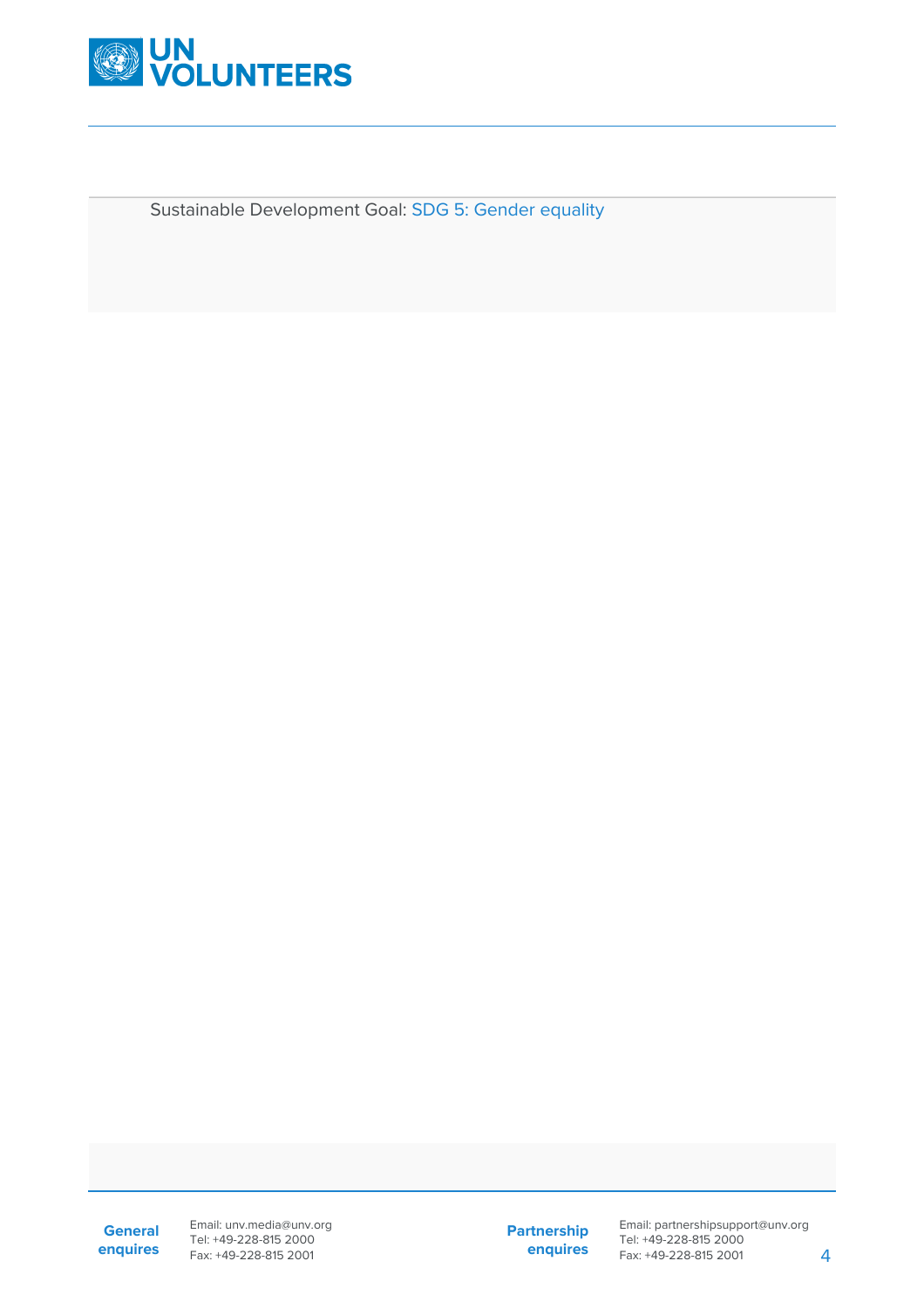Sustainable Development Goal: SDG 5: Gender equality